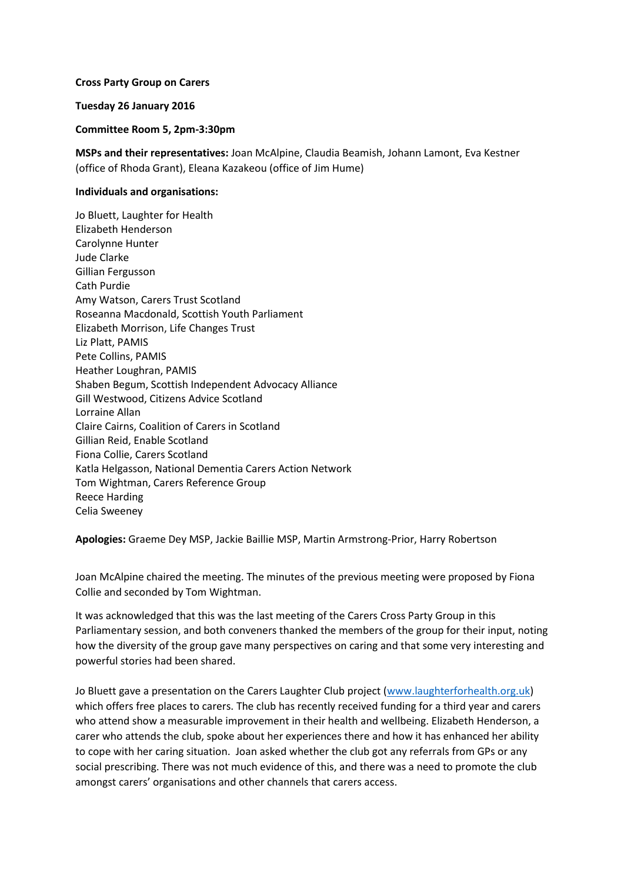**Cross Party Group on Carers**

**Tuesday 26 January 2016**

**Committee Room 5, 2pm-3:30pm**

**MSPs and their representatives:** Joan McAlpine, Claudia Beamish, Johann Lamont, Eva Kestner (office of Rhoda Grant), Eleana Kazakeou (office of Jim Hume)

**Individuals and organisations:**

Jo Bluett, Laughter for Health
Elizabeth Henderson
Carolynne Hunter
Jude Clarke
Gillian Fergusson
Cath Purdie
Amy Watson, Carers Trust Scotland
Roseanna Macdonald, Scottish Youth Parliament
Elizabeth Morrison, Life Changes Trust
Liz Platt, PAMIS
Pete Collins, PAMIS
Heather Loughran, PAMIS
Shaben Begum, Scottish Independent Advocacy Alliance
Gill Westwood, Citizens Advice Scotland
Lorraine Allan
Claire Cairns, Coalition of Carers in Scotland
Gillian Reid, Enable Scotland
Fiona Collie, Carers Scotland
Katla Helgasson, National Dementia Carers Action Network
Tom Wightman, Carers Reference Group
Reece Harding
Celia Sweeney

**Apologies:** Graeme Dey MSP, Jackie Baillie MSP, Martin Armstrong-Prior, Harry Robertson

Joan McAlpine chaired the meeting. The minutes of the previous meeting were proposed by Fiona Collie and seconded by Tom Wightman.

It was acknowledged that this was the last meeting of the Carers Cross Party Group in this Parliamentary session, and both conveners thanked the members of the group for their input, noting how the diversity of the group gave many perspectives on caring and that some very interesting and powerful stories had been shared.

Jo Bluett gave a presentation on the Carers Laughter Club project (www.laughterforhealth.org.uk) which offers free places to carers. The club has recently received funding for a third year and carers who attend show a measurable improvement in their health and wellbeing. Elizabeth Henderson, a carer who attends the club, spoke about her experiences there and how it has enhanced her ability to cope with her caring situation. Joan asked whether the club got any referrals from GPs or any social prescribing. There was not much evidence of this, and there was a need to promote the club amongst carers' organisations and other channels that carers access.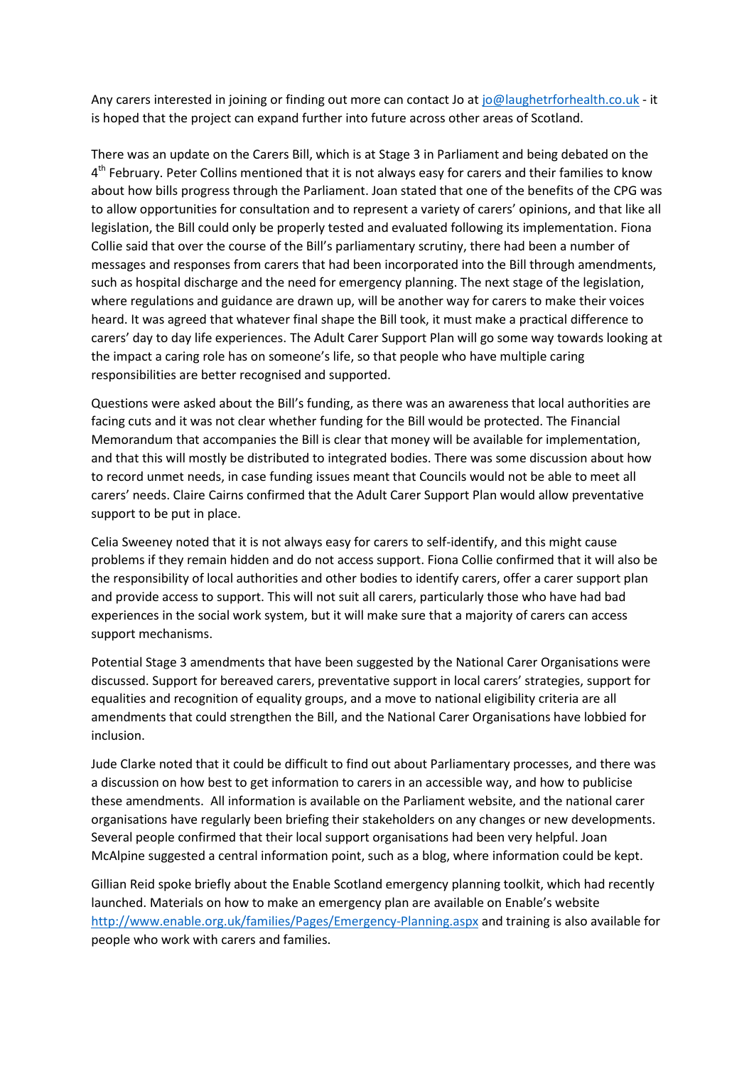Any carers interested in joining or finding out more can contact Jo at jo@laughetrforhealth.co.uk - it is hoped that the project can expand further into future across other areas of Scotland.

There was an update on the Carers Bill, which is at Stage 3 in Parliament and being debated on the 4th February. Peter Collins mentioned that it is not always easy for carers and their families to know about how bills progress through the Parliament. Joan stated that one of the benefits of the CPG was to allow opportunities for consultation and to represent a variety of carers' opinions, and that like all legislation, the Bill could only be properly tested and evaluated following its implementation. Fiona Collie said that over the course of the Bill's parliamentary scrutiny, there had been a number of messages and responses from carers that had been incorporated into the Bill through amendments, such as hospital discharge and the need for emergency planning. The next stage of the legislation, where regulations and guidance are drawn up, will be another way for carers to make their voices heard. It was agreed that whatever final shape the Bill took, it must make a practical difference to carers' day to day life experiences. The Adult Carer Support Plan will go some way towards looking at the impact a caring role has on someone's life, so that people who have multiple caring responsibilities are better recognised and supported.

Questions were asked about the Bill's funding, as there was an awareness that local authorities are facing cuts and it was not clear whether funding for the Bill would be protected. The Financial Memorandum that accompanies the Bill is clear that money will be available for implementation, and that this will mostly be distributed to integrated bodies. There was some discussion about how to record unmet needs, in case funding issues meant that Councils would not be able to meet all carers' needs. Claire Cairns confirmed that the Adult Carer Support Plan would allow preventative support to be put in place.

Celia Sweeney noted that it is not always easy for carers to self-identify, and this might cause problems if they remain hidden and do not access support. Fiona Collie confirmed that it will also be the responsibility of local authorities and other bodies to identify carers, offer a carer support plan and provide access to support. This will not suit all carers, particularly those who have had bad experiences in the social work system, but it will make sure that a majority of carers can access support mechanisms.

Potential Stage 3 amendments that have been suggested by the National Carer Organisations were discussed. Support for bereaved carers, preventative support in local carers' strategies, support for equalities and recognition of equality groups, and a move to national eligibility criteria are all amendments that could strengthen the Bill, and the National Carer Organisations have lobbied for inclusion.

Jude Clarke noted that it could be difficult to find out about Parliamentary processes, and there was a discussion on how best to get information to carers in an accessible way, and how to publicise these amendments. All information is available on the Parliament website, and the national carer organisations have regularly been briefing their stakeholders on any changes or new developments. Several people confirmed that their local support organisations had been very helpful. Joan McAlpine suggested a central information point, such as a blog, where information could be kept.

Gillian Reid spoke briefly about the Enable Scotland emergency planning toolkit, which had recently launched. Materials on how to make an emergency plan are available on Enable's website http://www.enable.org.uk/families/Pages/Emergency-Planning.aspx and training is also available for people who work with carers and families.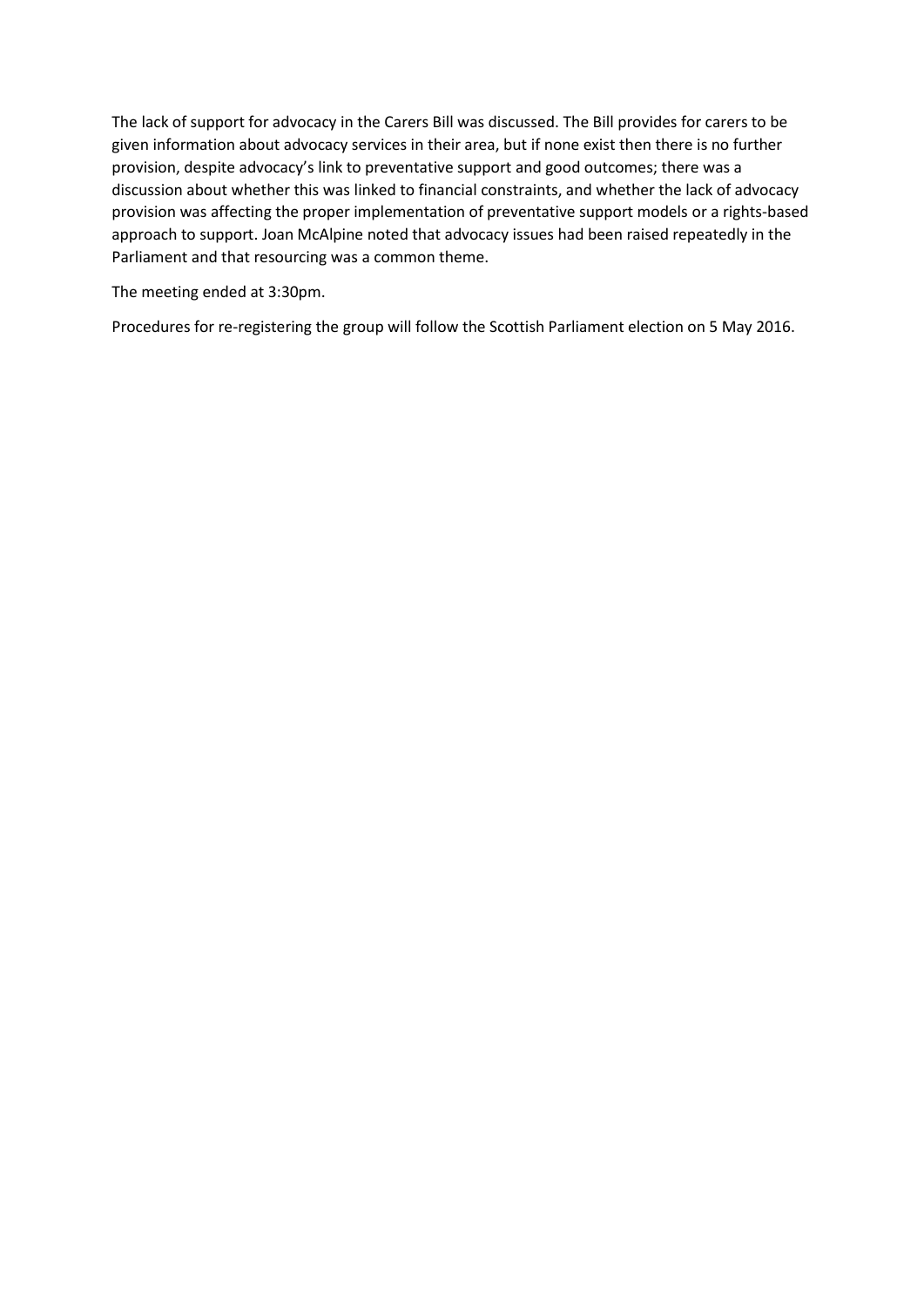The lack of support for advocacy in the Carers Bill was discussed. The Bill provides for carers to be given information about advocacy services in their area, but if none exist then there is no further provision, despite advocacy's link to preventative support and good outcomes; there was a discussion about whether this was linked to financial constraints, and whether the lack of advocacy provision was affecting the proper implementation of preventative support models or a rights-based approach to support. Joan McAlpine noted that advocacy issues had been raised repeatedly in the Parliament and that resourcing was a common theme.

The meeting ended at 3:30pm.

Procedures for re-registering the group will follow the Scottish Parliament election on 5 May 2016.